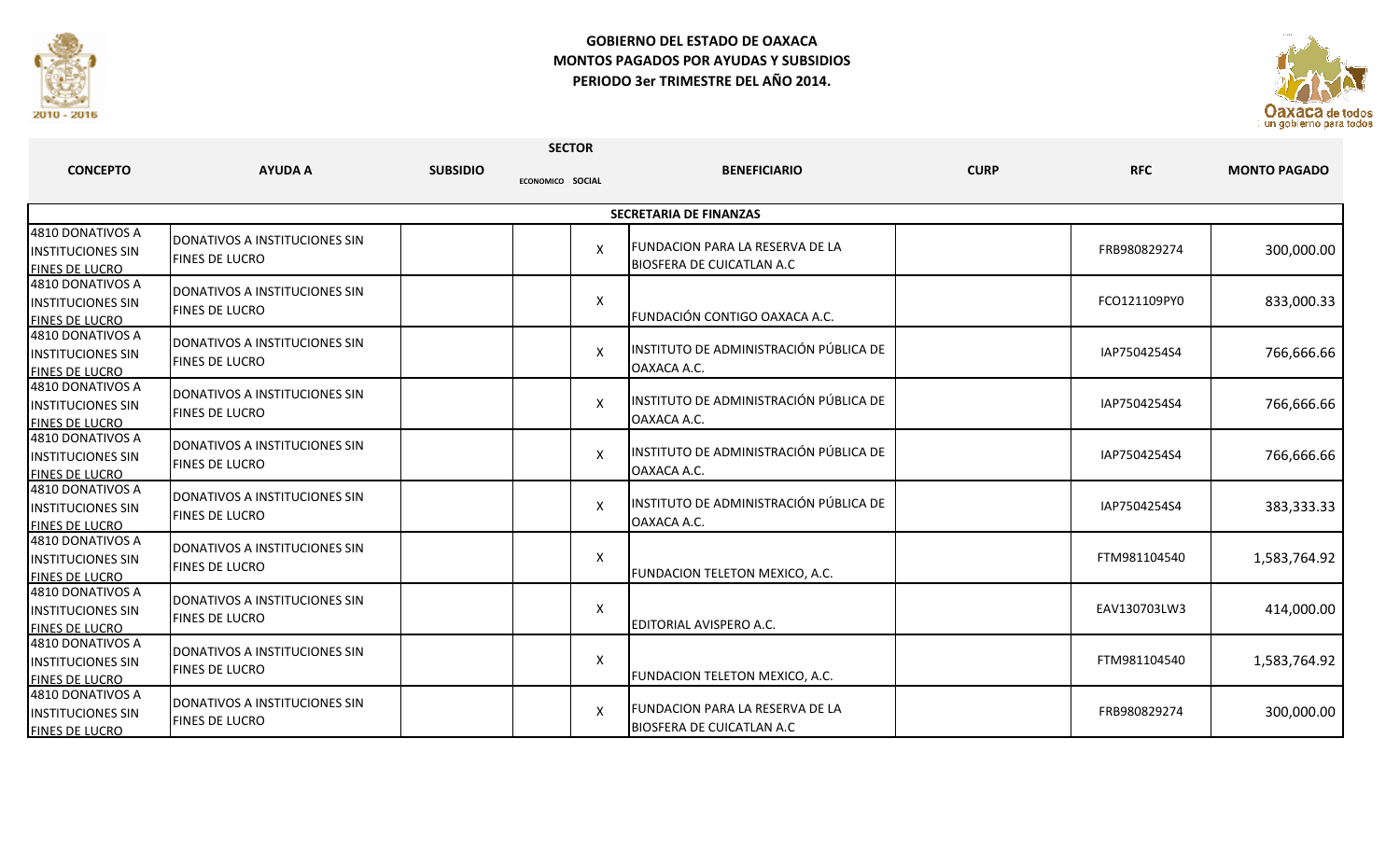**GOBIERNO DEL ESTADO DE OAXACA**
**MONTOS PAGADOS POR AYUDAS Y SUBSIDIOS**
**PERIODO 3er TRIMESTRE DEL AÑO 2014.**

| CONCEPTO | AYUDA A | SUBSIDIO | SECTOR ECONOMICO | SECTOR SOCIAL | BENEFICIARIO | CURP | RFC | MONTO PAGADO |
|---|---|---|---|---|---|---|---|---|
| **SECRETARIA DE FINANZAS** | | | | | | | | |
| 4810 DONATIVOS A INSTITUCIONES SIN FINES DE LUCRO | DONATIVOS A INSTITUCIONES SIN FINES DE LUCRO | | | X | FUNDACION PARA LA RESERVA DE LA BIOSFERA DE CUICATLAN A.C | | FRB980829274 | 300,000.00 |
| 4810 DONATIVOS A INSTITUCIONES SIN FINES DE LUCRO | DONATIVOS A INSTITUCIONES SIN FINES DE LUCRO | | | X | FUNDACIÓN CONTIGO OAXACA A.C. | | FCO121109PY0 | 833,000.33 |
| 4810 DONATIVOS A INSTITUCIONES SIN FINES DE LUCRO | DONATIVOS A INSTITUCIONES SIN FINES DE LUCRO | | | X | INSTITUTO DE ADMINISTRACIÓN PÚBLICA DE OAXACA A.C. | | IAP7504254S4 | 766,666.66 |
| 4810 DONATIVOS A INSTITUCIONES SIN FINES DE LUCRO | DONATIVOS A INSTITUCIONES SIN FINES DE LUCRO | | | X | INSTITUTO DE ADMINISTRACIÓN PÚBLICA DE OAXACA A.C. | | IAP7504254S4 | 766,666.66 |
| 4810 DONATIVOS A INSTITUCIONES SIN FINES DE LUCRO | DONATIVOS A INSTITUCIONES SIN FINES DE LUCRO | | | X | INSTITUTO DE ADMINISTRACIÓN PÚBLICA DE OAXACA A.C. | | IAP7504254S4 | 766,666.66 |
| 4810 DONATIVOS A INSTITUCIONES SIN FINES DE LUCRO | DONATIVOS A INSTITUCIONES SIN FINES DE LUCRO | | | X | INSTITUTO DE ADMINISTRACIÓN PÚBLICA DE OAXACA A.C. | | IAP7504254S4 | 383,333.33 |
| 4810 DONATIVOS A INSTITUCIONES SIN FINES DE LUCRO | DONATIVOS A INSTITUCIONES SIN FINES DE LUCRO | | | X | FUNDACION TELETON MEXICO, A.C. | | FTM981104540 | 1,583,764.92 |
| 4810 DONATIVOS A INSTITUCIONES SIN FINES DE LUCRO | DONATIVOS A INSTITUCIONES SIN FINES DE LUCRO | | | X | EDITORIAL AVISPERO A.C. | | EAV130703LW3 | 414,000.00 |
| 4810 DONATIVOS A INSTITUCIONES SIN FINES DE LUCRO | DONATIVOS A INSTITUCIONES SIN FINES DE LUCRO | | | X | FUNDACION TELETON MEXICO, A.C. | | FTM981104540 | 1,583,764.92 |
| 4810 DONATIVOS A INSTITUCIONES SIN FINES DE LUCRO | DONATIVOS A INSTITUCIONES SIN FINES DE LUCRO | | | X | FUNDACION PARA LA RESERVA DE LA BIOSFERA DE CUICATLAN A.C | | FRB980829274 | 300,000.00 |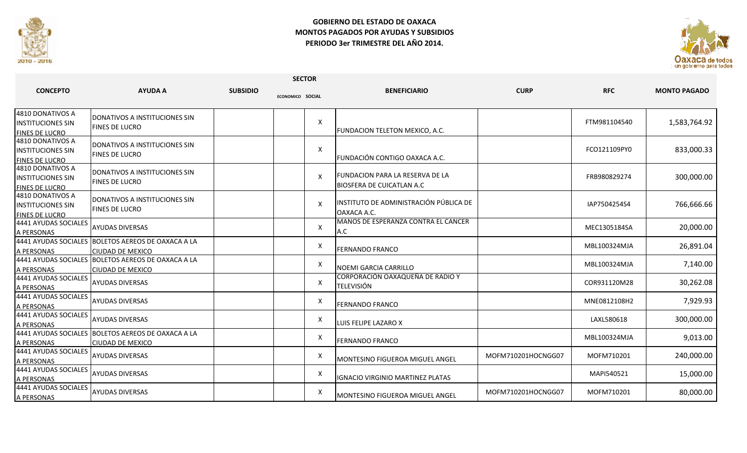**GOBIERNO DEL ESTADO DE OAXACA**
**MONTOS PAGADOS POR AYUDAS Y SUBSIDIOS**
**PERIODO 3er TRIMESTRE DEL AÑO 2014.**

| CONCEPTO | AYUDA A | SUBSIDIO | SECTOR ECONOMICO | SECTOR SOCIAL | BENEFICIARIO | CURP | RFC | MONTO PAGADO |
|---|---|---|---|---|---|---|---|---|
| 4810 DONATIVOS A INSTITUCIONES SIN FINES DE LUCRO | DONATIVOS A INSTITUCIONES SIN FINES DE LUCRO | | | X | FUNDACION TELETON MEXICO, A.C. | | FTM981104540 | 1,583,764.92 |
| 4810 DONATIVOS A INSTITUCIONES SIN FINES DE LUCRO | DONATIVOS A INSTITUCIONES SIN FINES DE LUCRO | | | X | FUNDACIÓN CONTIGO OAXACA A.C. | | FCO121109PY0 | 833,000.33 |
| 4810 DONATIVOS A INSTITUCIONES SIN FINES DE LUCRO | DONATIVOS A INSTITUCIONES SIN FINES DE LUCRO | | | X | FUNDACION PARA LA RESERVA DE LA BIOSFERA DE CUICATLAN A.C | | FRB980829274 | 300,000.00 |
| 4810 DONATIVOS A INSTITUCIONES SIN FINES DE LUCRO | DONATIVOS A INSTITUCIONES SIN FINES DE LUCRO | | | X | INSTITUTO DE ADMINISTRACIÓN PÚBLICA DE OAXACA A.C. | | IAP7504254S4 | 766,666.66 |
| 4441 AYUDAS SOCIALES A PERSONAS | AYUDAS DIVERSAS | | | X | MANOS DE ESPERANZA CONTRA EL CANCER A.C | | MEC1305184SA | 20,000.00 |
| 4441 AYUDAS SOCIALES A PERSONAS | BOLETOS AEREOS DE OAXACA A LA CIUDAD DE MEXICO | | | X | FERNANDO FRANCO | | MBL100324MJA | 26,891.04 |
| 4441 AYUDAS SOCIALES A PERSONAS | BOLETOS AEREOS DE OAXACA A LA CIUDAD DE MEXICO | | | X | NOEMI GARCIA CARRILLO | | MBL100324MJA | 7,140.00 |
| 4441 AYUDAS SOCIALES A PERSONAS | AYUDAS DIVERSAS | | | X | CORPORACIÓN OAXAQUEÑA DE RADIO Y TELEVISIÓN | | COR931120M28 | 30,262.08 |
| 4441 AYUDAS SOCIALES A PERSONAS | AYUDAS DIVERSAS | | | X | FERNANDO FRANCO | | MNE0812108H2 | 7,929.93 |
| 4441 AYUDAS SOCIALES A PERSONAS | AYUDAS DIVERSAS | | | X | LUIS FELIPE LAZARO X | | LAXL580618 | 300,000.00 |
| 4441 AYUDAS SOCIALES A PERSONAS | BOLETOS AEREOS DE OAXACA A LA CIUDAD DE MEXICO | | | X | FERNANDO FRANCO | | MBL100324MJA | 9,013.00 |
| 4441 AYUDAS SOCIALES A PERSONAS | AYUDAS DIVERSAS | | | X | MONTESINO FIGUEROA MIGUEL ANGEL | MOFM710201HOCNGG07 | MOFM710201 | 240,000.00 |
| 4441 AYUDAS SOCIALES A PERSONAS | AYUDAS DIVERSAS | | | X | IGNACIO VIRGINIO MARTINEZ PLATAS | | MAPI540521 | 15,000.00 |
| 4441 AYUDAS SOCIALES A PERSONAS | AYUDAS DIVERSAS | | | X | MONTESINO FIGUEROA MIGUEL ANGEL | MOFM710201HOCNGG07 | MOFM710201 | 80,000.00 |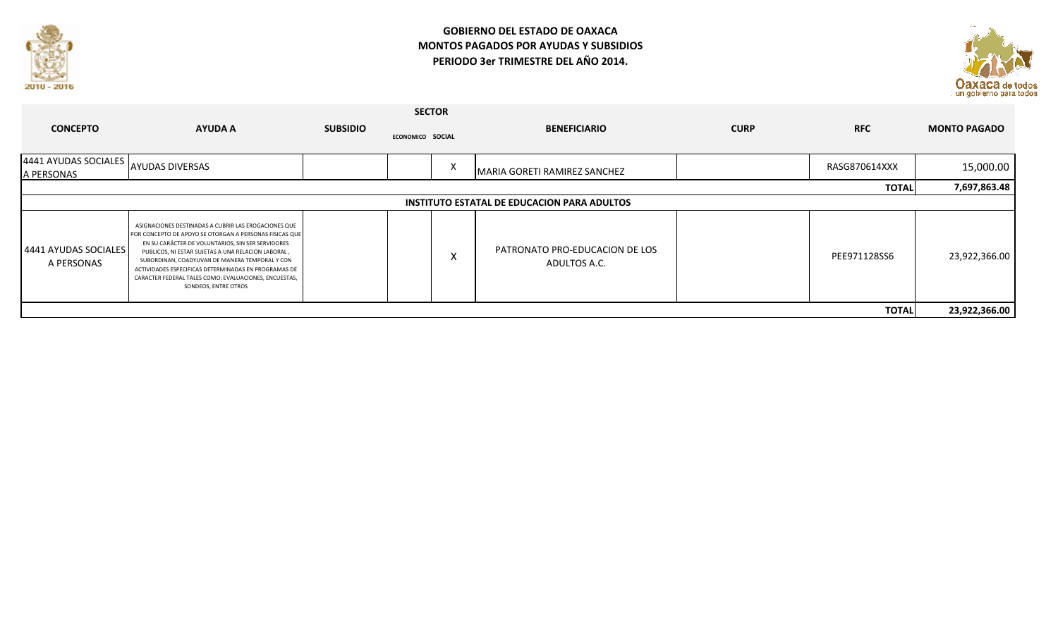**GOBIERNO DEL ESTADO DE OAXACA**
**MONTOS PAGADOS POR AYUDAS Y SUBSIDIOS**
**PERIODO 3er TRIMESTRE DEL AÑO 2014.**

| CONCEPTO | AYUDA A | SUBSIDIO | SECTOR ECONOMICO | SECTOR SOCIAL | BENEFICIARIO | CURP | RFC | MONTO PAGADO |
|---|---|---|---|---|---|---|---|---|
| 4441 AYUDAS SOCIALES A PERSONAS | AYUDAS DIVERSAS | | | X | MARIA GORETI RAMIREZ SANCHEZ | | RASG870614XXX | 15,000.00 |
| | | | | | | | **TOTAL** | **7,697,863.48** |
| **INSTITUTO ESTATAL DE EDUCACION PARA ADULTOS** | | | | | | | | |
| 4441 AYUDAS SOCIALES A PERSONAS | ASIGNACIONES DESTINADAS A CUBRIR LAS EROGACIONES QUE POR CONCEPTO DE APOYO SE OTORGAN A PERSONAS FISICAS QUE EN SU CARÁCTER DE VOLUNTARIOS, SIN SER SERVIDORES PUBLICOS, NI ESTAR SUJETAS A UNA RELACION LABORAL, SUBORDINAN, COADYUVAN DE MANERA TEMPORAL Y CON ACTIVIDADES ESPECIFICAS DETERMINADAS EN PROGRAMAS DE CARACTER FEDERAL TALES COMO: EVALUACIONES, ENCUESTAS, SONDEOS, ENTRE OTROS | | | X | PATRONATO PRO-EDUCACION DE LOS ADULTOS A.C. | | PEE971128SS6 | 23,922,366.00 |
| | | | | | | | **TOTAL** | **23,922,366.00** |